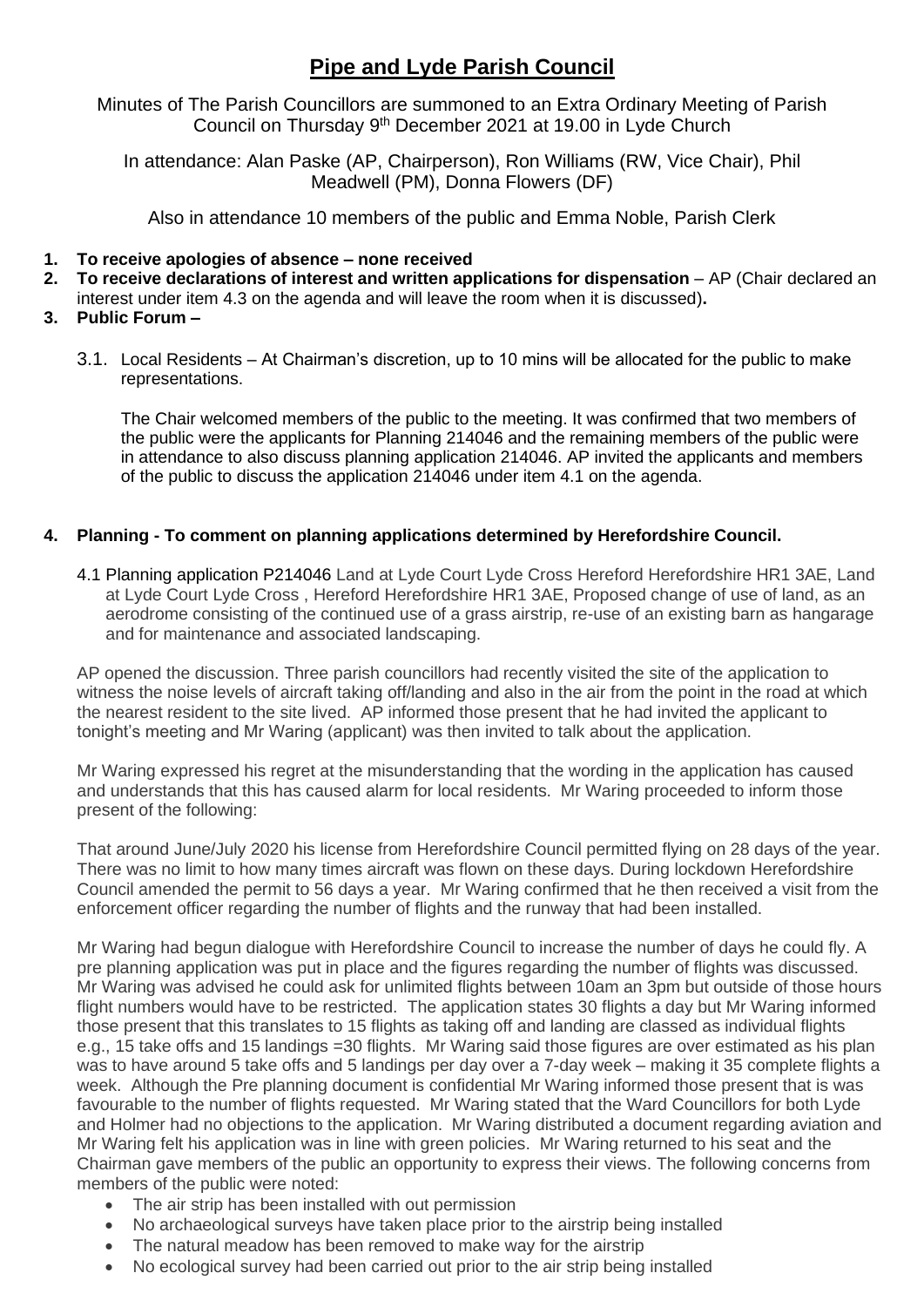# Pipe and Lyde Parish Council

Minutes of The Parish Councillors are summoned to an Extra Ordinary Meeting of Parish Council on Thursday 9th December 2021 at 19.00 in Lyde Church

In attendance: Alan Paske (AP, Chairperson), Ron Williams (RW, Vice Chair), Phil Meadwell (PM), Donna Flowers (DF)

Also in attendance 10 members of the public and Emma Noble, Parish Clerk

1. **To receive apologies of absence – none received**
2. **To receive declarations of interest and written applications for dispensation** – AP (Chair declared an interest under item 4.3 on the agenda and will leave the room when it is discussed)**.**
3. **Public Forum –**

   3.1. Local Residents – At Chairman's discretion, up to 10 mins will be allocated for the public to make representations.

   The Chair welcomed members of the public to the meeting. It was confirmed that two members of the public were the applicants for Planning 214046 and the remaining members of the public were in attendance to also discuss planning application 214046. AP invited the applicants and members of the public to discuss the application 214046 under item 4.1 on the agenda.

4. **Planning - To comment on planning applications determined by Herefordshire Council.**

   4.1 Planning application P214046 Land at Lyde Court Lyde Cross Hereford Herefordshire HR1 3AE, Land at Lyde Court Lyde Cross , Hereford Herefordshire HR1 3AE, Proposed change of use of land, as an aerodrome consisting of the continued use of a grass airstrip, re-use of an existing barn as hangarage and for maintenance and associated landscaping.

AP opened the discussion. Three parish councillors had recently visited the site of the application to witness the noise levels of aircraft taking off/landing and also in the air from the point in the road at which the nearest resident to the site lived. AP informed those present that he had invited the applicant to tonight's meeting and Mr Waring (applicant) was then invited to talk about the application.

Mr Waring expressed his regret at the misunderstanding that the wording in the application has caused and understands that this has caused alarm for local residents. Mr Waring proceeded to inform those present of the following:

That around June/July 2020 his license from Herefordshire Council permitted flying on 28 days of the year. There was no limit to how many times aircraft was flown on these days. During lockdown Herefordshire Council amended the permit to 56 days a year. Mr Waring confirmed that he then received a visit from the enforcement officer regarding the number of flights and the runway that had been installed.

Mr Waring had begun dialogue with Herefordshire Council to increase the number of days he could fly. A pre planning application was put in place and the figures regarding the number of flights was discussed. Mr Waring was advised he could ask for unlimited flights between 10am an 3pm but outside of those hours flight numbers would have to be restricted. The application states 30 flights a day but Mr Waring informed those present that this translates to 15 flights as taking off and landing are classed as individual flights e.g., 15 take offs and 15 landings =30 flights. Mr Waring said those figures are over estimated as his plan was to have around 5 take offs and 5 landings per day over a 7-day week – making it 35 complete flights a week. Although the Pre planning document is confidential Mr Waring informed those present that is was favourable to the number of flights requested. Mr Waring stated that the Ward Councillors for both Lyde and Holmer had no objections to the application. Mr Waring distributed a document regarding aviation and Mr Waring felt his application was in line with green policies. Mr Waring returned to his seat and the Chairman gave members of the public an opportunity to express their views. The following concerns from members of the public were noted:

- The air strip has been installed with out permission
- No archaeological surveys have taken place prior to the airstrip being installed
- The natural meadow has been removed to make way for the airstrip
- No ecological survey had been carried out prior to the air strip being installed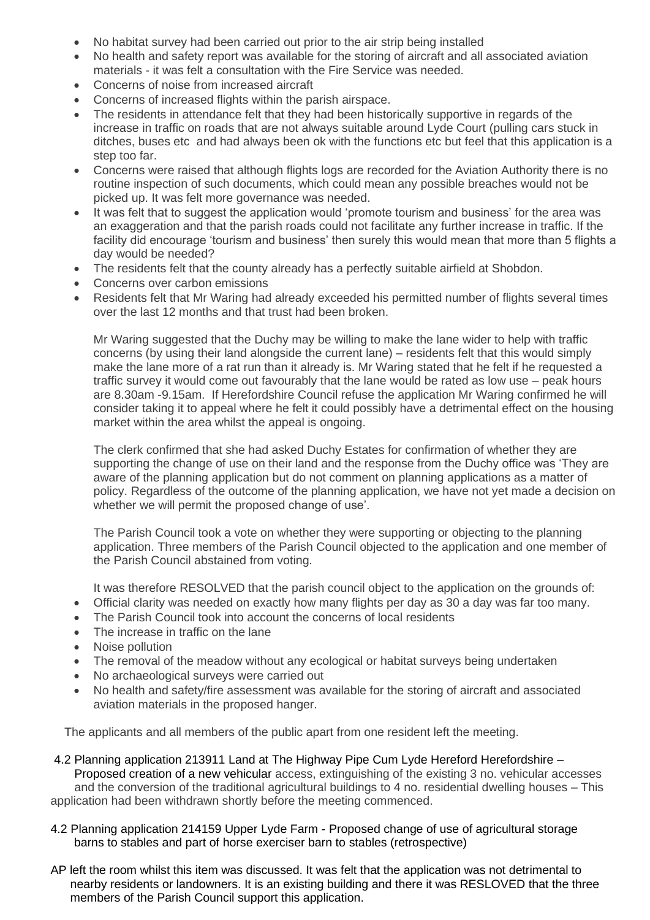- No habitat survey had been carried out prior to the air strip being installed
- No health and safety report was available for the storing of aircraft and all associated aviation materials - it was felt a consultation with the Fire Service was needed.
- Concerns of noise from increased aircraft
- Concerns of increased flights within the parish airspace.
- The residents in attendance felt that they had been historically supportive in regards of the increase in traffic on roads that are not always suitable around Lyde Court (pulling cars stuck in ditches, buses etc and had always been ok with the functions etc but feel that this application is a step too far.
- Concerns were raised that although flights logs are recorded for the Aviation Authority there is no routine inspection of such documents, which could mean any possible breaches would not be picked up. It was felt more governance was needed.
- It was felt that to suggest the application would 'promote tourism and business' for the area was an exaggeration and that the parish roads could not facilitate any further increase in traffic. If the facility did encourage 'tourism and business' then surely this would mean that more than 5 flights a day would be needed?
- The residents felt that the county already has a perfectly suitable airfield at Shobdon.
- Concerns over carbon emissions
- Residents felt that Mr Waring had already exceeded his permitted number of flights several times over the last 12 months and that trust had been broken.

Mr Waring suggested that the Duchy may be willing to make the lane wider to help with traffic concerns (by using their land alongside the current lane) – residents felt that this would simply make the lane more of a rat run than it already is. Mr Waring stated that he felt if he requested a traffic survey it would come out favourably that the lane would be rated as low use – peak hours are 8.30am -9.15am. If Herefordshire Council refuse the application Mr Waring confirmed he will consider taking it to appeal where he felt it could possibly have a detrimental effect on the housing market within the area whilst the appeal is ongoing.

The clerk confirmed that she had asked Duchy Estates for confirmation of whether they are supporting the change of use on their land and the response from the Duchy office was 'They are aware of the planning application but do not comment on planning applications as a matter of policy. Regardless of the outcome of the planning application, we have not yet made a decision on whether we will permit the proposed change of use'.

The Parish Council took a vote on whether they were supporting or objecting to the planning application. Three members of the Parish Council objected to the application and one member of the Parish Council abstained from voting.

It was therefore RESOLVED that the parish council object to the application on the grounds of:

- Official clarity was needed on exactly how many flights per day as 30 a day was far too many.
- The Parish Council took into account the concerns of local residents
- The increase in traffic on the lane
- Noise pollution
- The removal of the meadow without any ecological or habitat surveys being undertaken
- No archaeological surveys were carried out
- No health and safety/fire assessment was available for the storing of aircraft and associated aviation materials in the proposed hanger.

The applicants and all members of the public apart from one resident left the meeting.

4.2 Planning application 213911 Land at The Highway Pipe Cum Lyde Hereford Herefordshire – Proposed creation of a new vehicular access, extinguishing of the existing 3 no. vehicular accesses and the conversion of the traditional agricultural buildings to 4 no. residential dwelling houses – This application had been withdrawn shortly before the meeting commenced.

4.2 Planning application 214159 Upper Lyde Farm - Proposed change of use of agricultural storage barns to stables and part of horse exerciser barn to stables (retrospective)

AP left the room whilst this item was discussed. It was felt that the application was not detrimental to nearby residents or landowners. It is an existing building and there it was RESLOVED that the three members of the Parish Council support this application.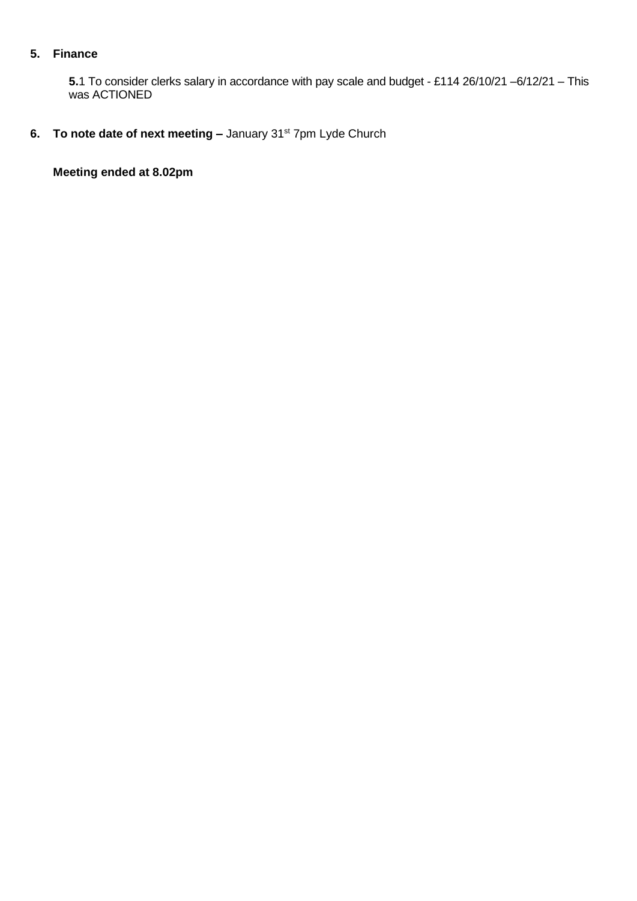## 5. Finance

**5.**1 To consider clerks salary in accordance with pay scale and budget - £114 26/10/21 –6/12/21 – This was ACTIONED

## 6. To note date of next meeting – January 31st 7pm Lyde Church

**Meeting ended at 8.02pm**